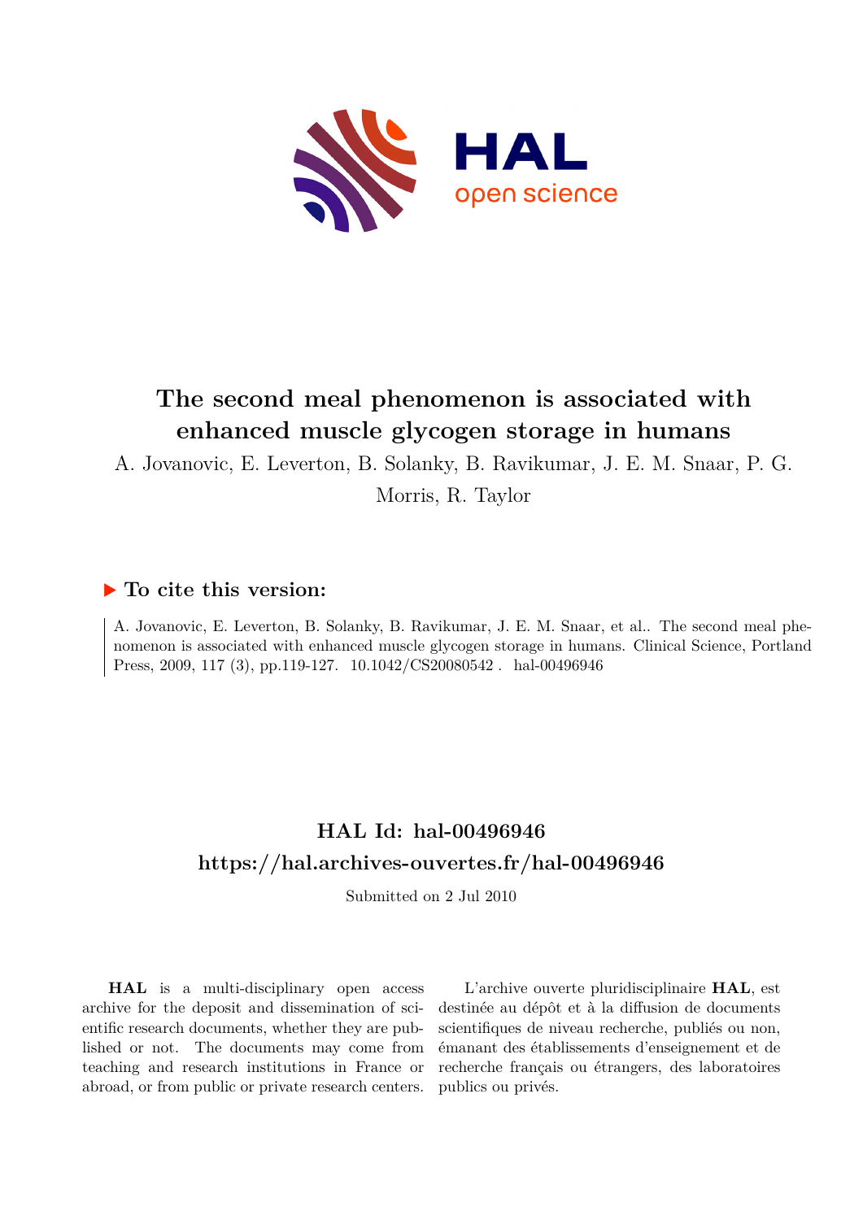# The second meal phenomenon is associated with enhanced muscle glycogen storage in humans

A. Jovanovic, E. Leverton, B. Solanky, B. Ravikumar, J. E. M. Snaar, P. G. Morris, R. Taylor

## ▶ To cite this version:

A. Jovanovic, E. Leverton, B. Solanky, B. Ravikumar, J. E. M. Snaar, et al.. The second meal phenomenon is associated with enhanced muscle glycogen storage in humans. Clinical Science, Portland Press, 2009, 117 (3), pp.119-127. 10.1042/CS20080542 . hal-00496946

## HAL Id: hal-00496946

## https://hal.archives-ouvertes.fr/hal-00496946

Submitted on 2 Jul 2010

**HAL** is a multi-disciplinary open access archive for the deposit and dissemination of scientific research documents, whether they are published or not. The documents may come from teaching and research institutions in France or abroad, or from public or private research centers.

L'archive ouverte pluridisciplinaire **HAL**, est destinée au dépôt et à la diffusion de documents scientifiques de niveau recherche, publiés ou non, émanant des établissements d'enseignement et de recherche français ou étrangers, des laboratoires publics ou privés.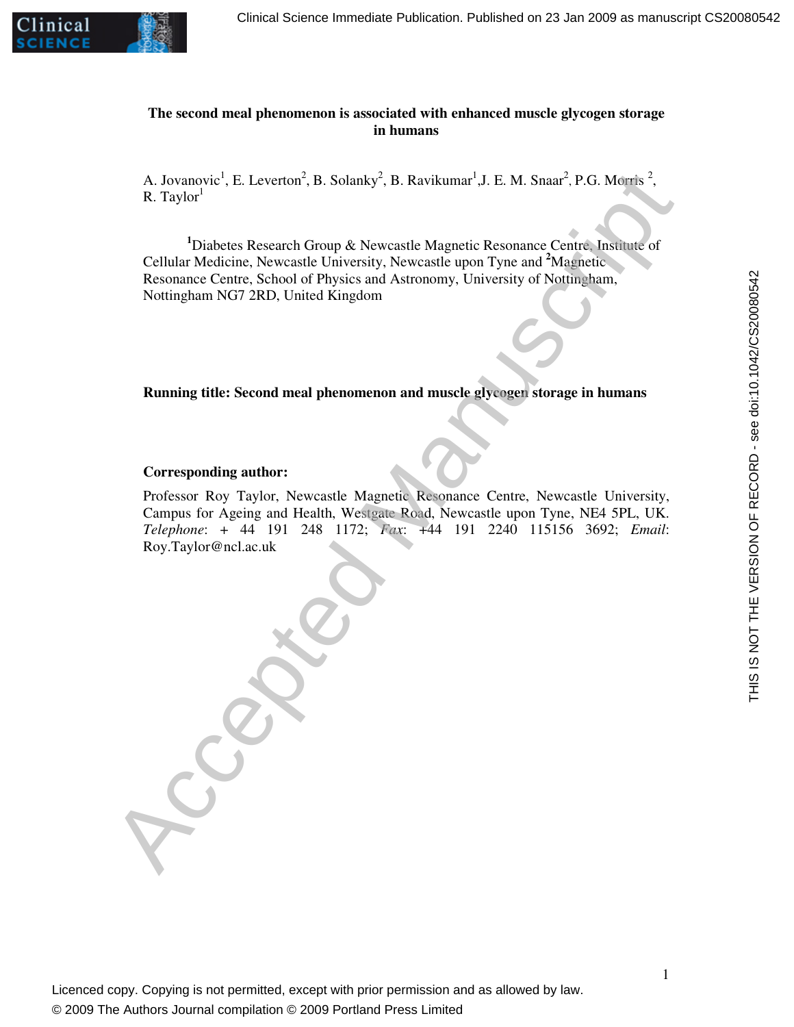# The second meal phenomenon is associated with enhanced muscle glycogen storage in humans

A. Jovanovic[1], E. Leverton[2], B. Solanky[2], B. Ravikumar[1], J. E. M. Snaar[2], P.G. Morris [2], R. Taylor[1]

[1]Diabetes Research Group & Newcastle Magnetic Resonance Centre, Institute of Cellular Medicine, Newcastle University, Newcastle upon Tyne and [2]Magnetic Resonance Centre, School of Physics and Astronomy, University of Nottingham, Nottingham NG7 2RD, United Kingdom

**Running title: Second meal phenomenon and muscle glycogen storage in humans**

**Corresponding author:**

Professor Roy Taylor, Newcastle Magnetic Resonance Centre, Newcastle University, Campus for Ageing and Health, Westgate Road, Newcastle upon Tyne, NE4 5PL, UK. *Telephone*: + 44 191 248 1172; *Fax*: +44 191 2240 115156 3692; *Email*: Roy.Taylor@ncl.ac.uk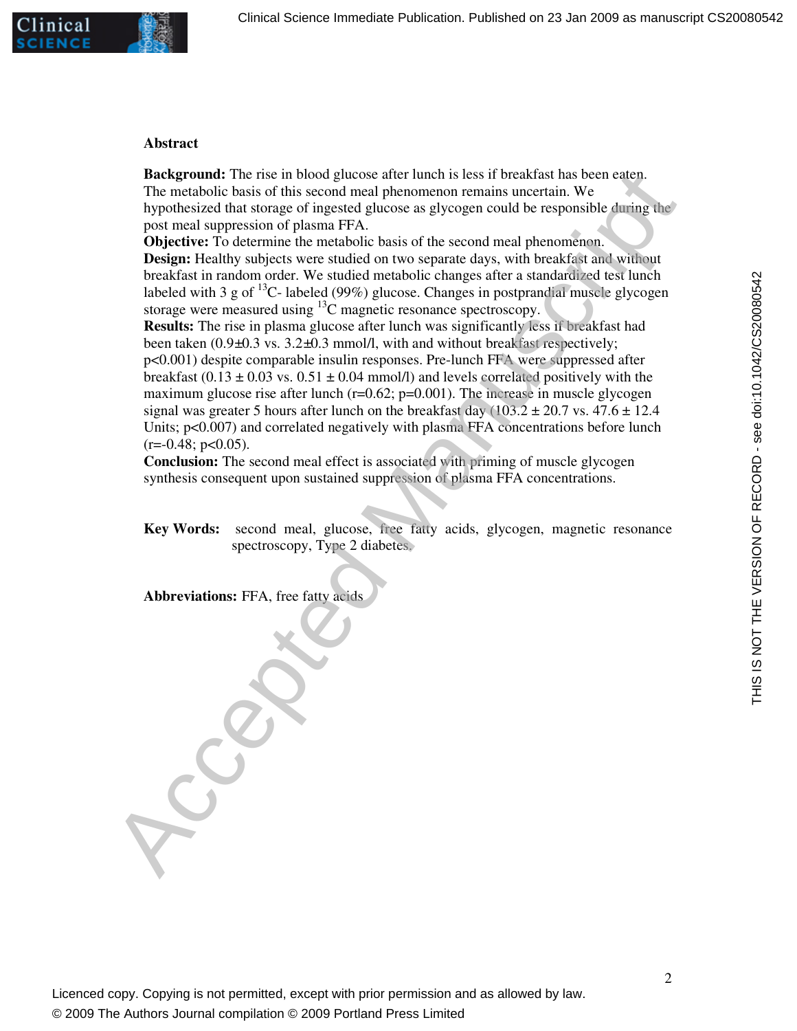## Abstract

**Background:** The rise in blood glucose after lunch is less if breakfast has been eaten. The metabolic basis of this second meal phenomenon remains uncertain. We hypothesized that storage of ingested glucose as glycogen could be responsible during the post meal suppression of plasma FFA.

**Objective:** To determine the metabolic basis of the second meal phenomenon.

**Design:** Healthy subjects were studied on two separate days, with breakfast and without breakfast in random order. We studied metabolic changes after a standardized test lunch labeled with 3 g of $^{13}$C- labeled (99%) glucose. Changes in postprandial muscle glycogen storage were measured using $^{13}$C magnetic resonance spectroscopy.

**Results:** The rise in plasma glucose after lunch was significantly less if breakfast had been taken (0.9±0.3 vs. 3.2±0.3 mmol/l, with and without breakfast respectively; p<0.001) despite comparable insulin responses. Pre-lunch FFA were suppressed after breakfast (0.13 ± 0.03 vs. 0.51 ± 0.04 mmol/l) and levels correlated positively with the maximum glucose rise after lunch (r=0.62; p=0.001). The increase in muscle glycogen signal was greater 5 hours after lunch on the breakfast day (103.2 ± 20.7 vs. 47.6 ± 12.4 Units; p<0.007) and correlated negatively with plasma FFA concentrations before lunch (r=-0.48; p<0.05).

**Conclusion:** The second meal effect is associated with priming of muscle glycogen synthesis consequent upon sustained suppression of plasma FFA concentrations.

**Key Words:** second meal, glucose, free fatty acids, glycogen, magnetic resonance spectroscopy, Type 2 diabetes.

**Abbreviations:** FFA, free fatty acids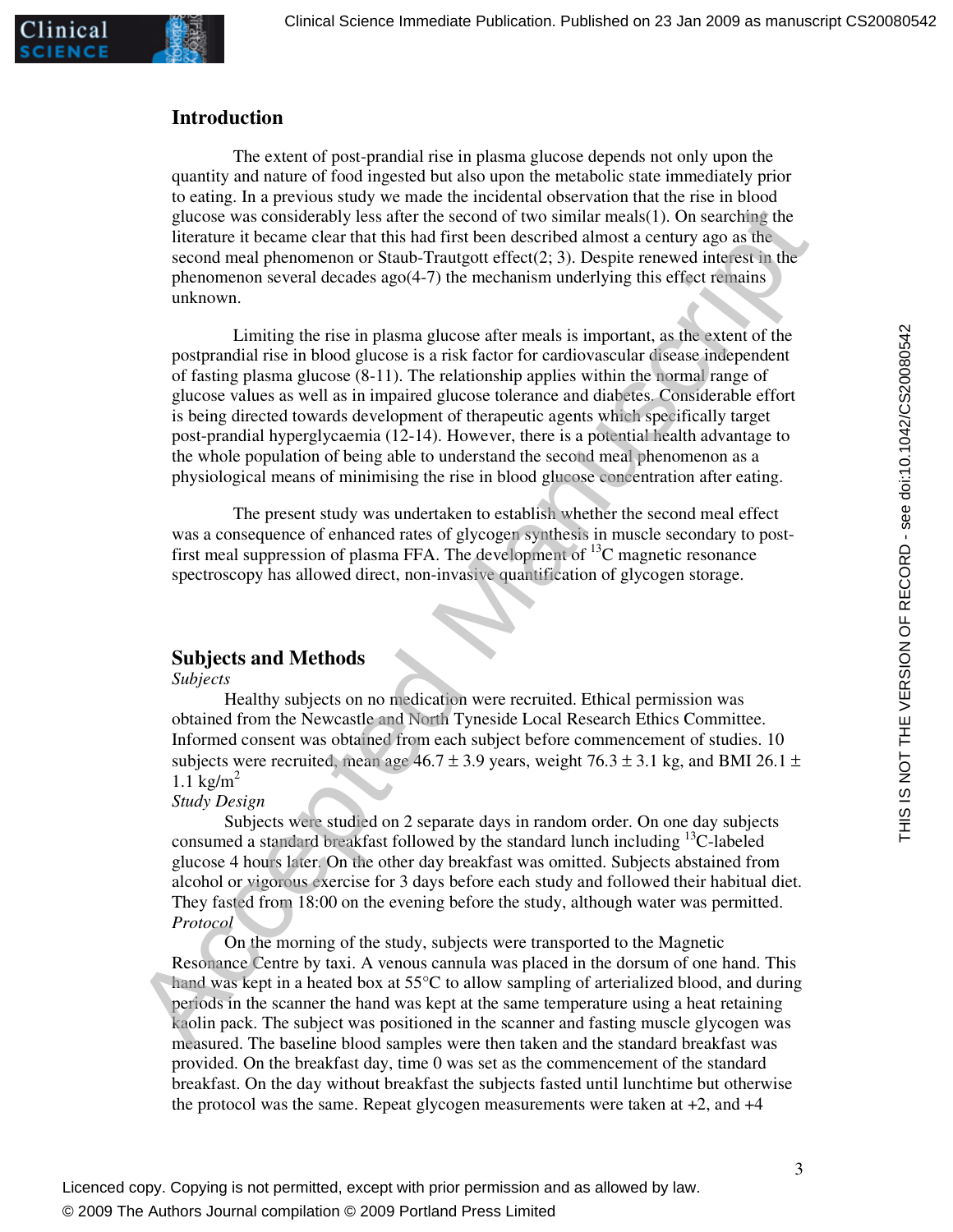## Introduction

The extent of post-prandial rise in plasma glucose depends not only upon the quantity and nature of food ingested but also upon the metabolic state immediately prior to eating. In a previous study we made the incidental observation that the rise in blood glucose was considerably less after the second of two similar meals(1). On searching the literature it became clear that this had first been described almost a century ago as the second meal phenomenon or Staub-Trautgott effect(2; 3). Despite renewed interest in the phenomenon several decades ago(4-7) the mechanism underlying this effect remains unknown.

Limiting the rise in plasma glucose after meals is important, as the extent of the postprandial rise in blood glucose is a risk factor for cardiovascular disease independent of fasting plasma glucose (8-11). The relationship applies within the normal range of glucose values as well as in impaired glucose tolerance and diabetes. Considerable effort is being directed towards development of therapeutic agents which specifically target post-prandial hyperglycaemia (12-14). However, there is a potential health advantage to the whole population of being able to understand the second meal phenomenon as a physiological means of minimising the rise in blood glucose concentration after eating.

The present study was undertaken to establish whether the second meal effect was a consequence of enhanced rates of glycogen synthesis in muscle secondary to post-first meal suppression of plasma FFA. The development of $^{13}C$ magnetic resonance spectroscopy has allowed direct, non-invasive quantification of glycogen storage.

## Subjects and Methods

*Subjects*

Healthy subjects on no medication were recruited. Ethical permission was obtained from the Newcastle and North Tyneside Local Research Ethics Committee. Informed consent was obtained from each subject before commencement of studies. 10 subjects were recruited, mean age 46.7 ± 3.9 years, weight 76.3 ± 3.1 kg, and BMI 26.1 ± 1.1 kg/m$^2$

*Study Design*

Subjects were studied on 2 separate days in random order. On one day subjects consumed a standard breakfast followed by the standard lunch including $^{13}C$-labeled glucose 4 hours later. On the other day breakfast was omitted. Subjects abstained from alcohol or vigorous exercise for 3 days before each study and followed their habitual diet. They fasted from 18:00 on the evening before the study, although water was permitted.

*Protocol*

On the morning of the study, subjects were transported to the Magnetic Resonance Centre by taxi. A venous cannula was placed in the dorsum of one hand. This hand was kept in a heated box at 55°C to allow sampling of arterialized blood, and during periods in the scanner the hand was kept at the same temperature using a heat retaining kaolin pack. The subject was positioned in the scanner and fasting muscle glycogen was measured. The baseline blood samples were then taken and the standard breakfast was provided. On the breakfast day, time 0 was set as the commencement of the standard breakfast. On the day without breakfast the subjects fasted until lunchtime but otherwise the protocol was the same. Repeat glycogen measurements were taken at +2, and +4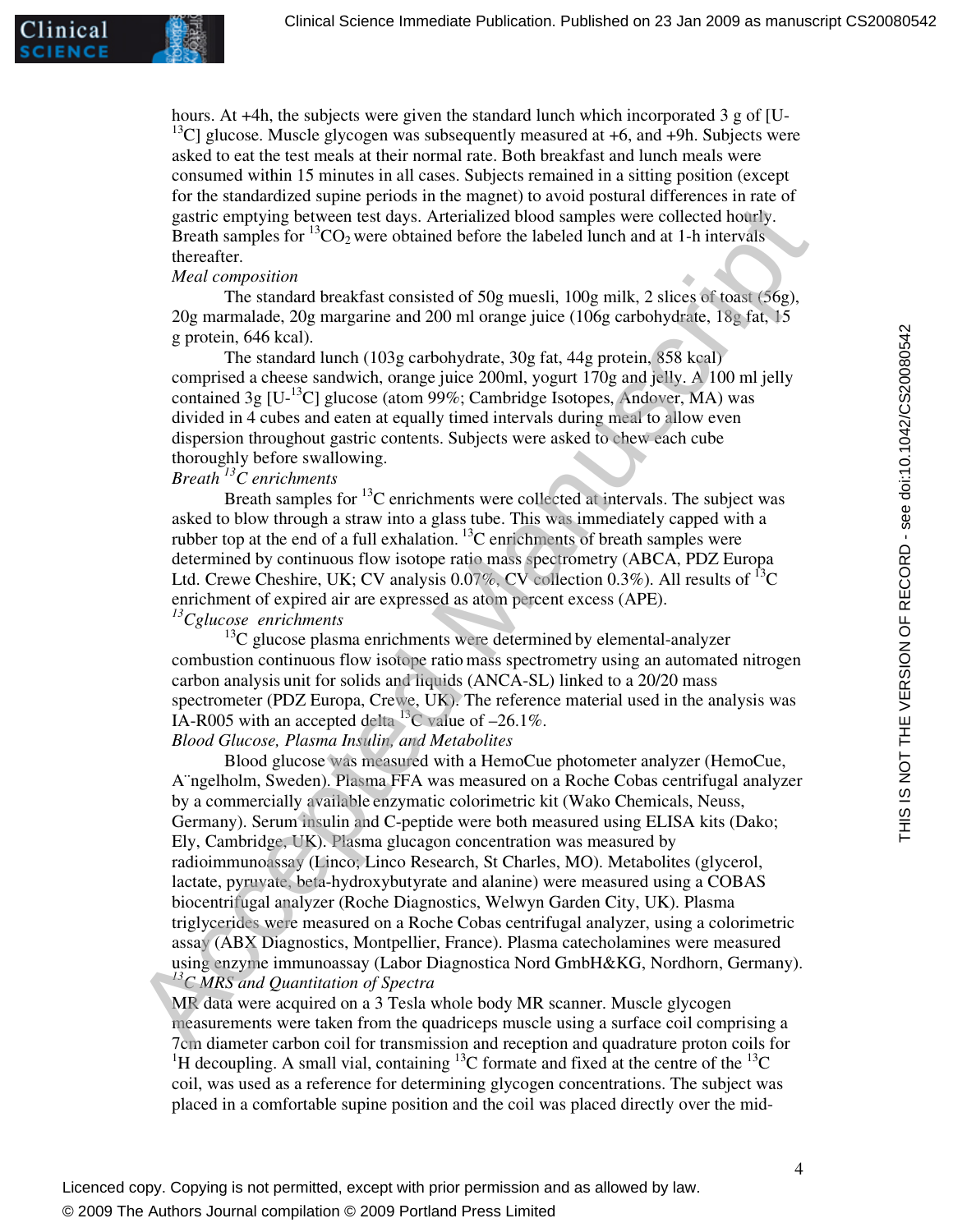hours. At +4h, the subjects were given the standard lunch which incorporated 3 g of [U-$^{13}$C] glucose. Muscle glycogen was subsequently measured at +6, and +9h. Subjects were asked to eat the test meals at their normal rate. Both breakfast and lunch meals were consumed within 15 minutes in all cases. Subjects remained in a sitting position (except for the standardized supine periods in the magnet) to avoid postural differences in rate of gastric emptying between test days. Arterialized blood samples were collected hourly. Breath samples for $^{13}CO_2$ were obtained before the labeled lunch and at 1-h intervals thereafter.

*Meal composition*

The standard breakfast consisted of 50g muesli, 100g milk, 2 slices of toast (56g), 20g marmalade, 20g margarine and 200 ml orange juice (106g carbohydrate, 18g fat, 15 g protein, 646 kcal).

The standard lunch (103g carbohydrate, 30g fat, 44g protein, 858 kcal) comprised a cheese sandwich, orange juice 200ml, yogurt 170g and jelly. A 100 ml jelly contained 3g [U-$^{13}$C] glucose (atom 99%; Cambridge Isotopes, Andover, MA) was divided in 4 cubes and eaten at equally timed intervals during meal to allow even dispersion throughout gastric contents. Subjects were asked to chew each cube thoroughly before swallowing.

*Breath $^{13}$C enrichments*

Breath samples for $^{13}$C enrichments were collected at intervals. The subject was asked to blow through a straw into a glass tube. This was immediately capped with a rubber top at the end of a full exhalation. $^{13}$C enrichments of breath samples were determined by continuous flow isotope ratio mass spectrometry (ABCA, PDZ Europa Ltd. Crewe Cheshire, UK; CV analysis 0.07%, CV collection 0.3%). All results of $^{13}$C enrichment of expired air are expressed as atom percent excess (APE).

*$^{13}$Cglucose enrichments*

$^{13}$C glucose plasma enrichments were determined by elemental-analyzer combustion continuous flow isotope ratio mass spectrometry using an automated nitrogen carbon analysis unit for solids and liquids (ANCA-SL) linked to a 20/20 mass spectrometer (PDZ Europa, Crewe, UK). The reference material used in the analysis was IA-R005 with an accepted delta $^{13}$C value of –26.1%.

*Blood Glucose, Plasma Insulin, and Metabolites*

Blood glucose was measured with a HemoCue photometer analyzer (HemoCue, A¨ngelholm, Sweden). Plasma FFA was measured on a Roche Cobas centrifugal analyzer by a commercially available enzymatic colorimetric kit (Wako Chemicals, Neuss, Germany). Serum insulin and C-peptide were both measured using ELISA kits (Dako; Ely, Cambridge, UK). Plasma glucagon concentration was measured by radioimmunoassay (Linco, Linco Research, St Charles, MO). Metabolites (glycerol, lactate, pyruvate, beta-hydroxybutyrate and alanine) were measured using a COBAS biocentrifugal analyzer (Roche Diagnostics, Welwyn Garden City, UK). Plasma triglycerides were measured on a Roche Cobas centrifugal analyzer, using a colorimetric assay (ABX Diagnostics, Montpellier, France). Plasma catecholamines were measured using enzyme immunoassay (Labor Diagnostica Nord GmbH&KG, Nordhorn, Germany).

*$^{13}$C MRS and Quantitation of Spectra*

MR data were acquired on a 3 Tesla whole body MR scanner. Muscle glycogen measurements were taken from the quadriceps muscle using a surface coil comprising a 7cm diameter carbon coil for transmission and reception and quadrature proton coils for $^{1}$H decoupling. A small vial, containing $^{13}$C formate and fixed at the centre of the $^{13}$C coil, was used as a reference for determining glycogen concentrations. The subject was placed in a comfortable supine position and the coil was placed directly over the mid-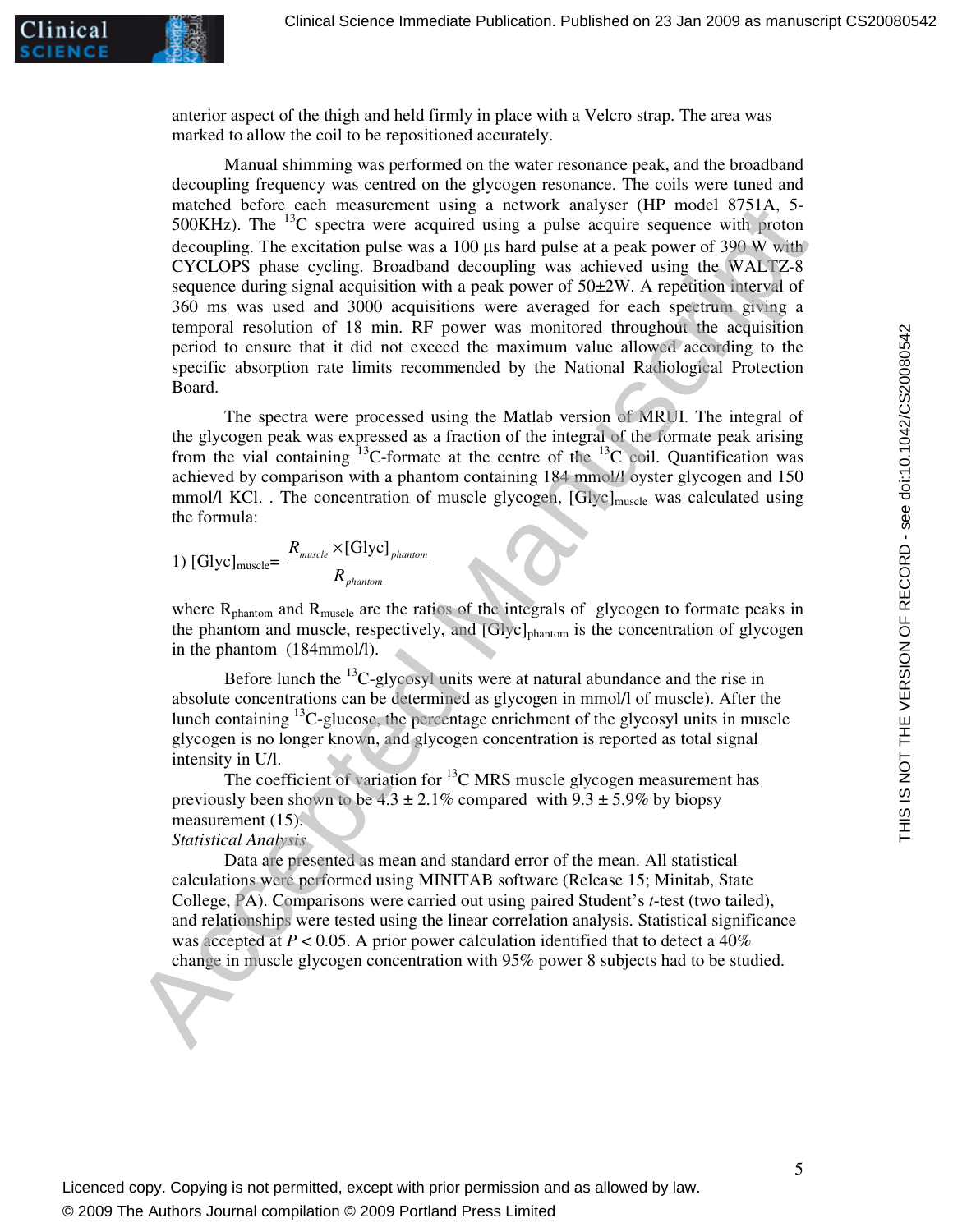anterior aspect of the thigh and held firmly in place with a Velcro strap. The area was marked to allow the coil to be repositioned accurately.

Manual shimming was performed on the water resonance peak, and the broadband decoupling frequency was centred on the glycogen resonance. The coils were tuned and matched before each measurement using a network analyser (HP model 8751A, 5-500KHz). The $^{13}$C spectra were acquired using a pulse acquire sequence with proton decoupling. The excitation pulse was a 100 μs hard pulse at a peak power of 390 W with CYCLOPS phase cycling. Broadband decoupling was achieved using the WALTZ-8 sequence during signal acquisition with a peak power of 50±2W. A repetition interval of 360 ms was used and 3000 acquisitions were averaged for each spectrum giving a temporal resolution of 18 min. RF power was monitored throughout the acquisition period to ensure that it did not exceed the maximum value allowed according to the specific absorption rate limits recommended by the National Radiological Protection Board.

The spectra were processed using the Matlab version of MRUI. The integral of the glycogen peak was expressed as a fraction of the integral of the formate peak arising from the vial containing $^{13}$C-formate at the centre of the $^{13}$C coil. Quantification was achieved by comparison with a phantom containing 184 mmol/l oyster glycogen and 150 mmol/l KCl. . The concentration of muscle glycogen, $[\text{Glyc}]_{\text{muscle}}$ was calculated using the formula:

$$1)\ [\text{Glyc}]_{\text{muscle}} = \frac{R_{muscle} \times [\text{Glyc}]_{phantom}}{R_{phantom}}$$

where $R_{\text{phantom}}$ and $R_{\text{muscle}}$ are the ratios of the integrals of glycogen to formate peaks in the phantom and muscle, respectively, and $[\text{Glyc}]_{\text{phantom}}$ is the concentration of glycogen in the phantom (184mmol/l).

Before lunch the $^{13}$C-glycosyl units were at natural abundance and the rise in absolute concentrations can be determined as glycogen in mmol/l of muscle). After the lunch containing $^{13}$C-glucose, the percentage enrichment of the glycosyl units in muscle glycogen is no longer known, and glycogen concentration is reported as total signal intensity in U/l.

The coefficient of variation for $^{13}$C MRS muscle glycogen measurement has previously been shown to be 4.3 ± 2.1% compared with 9.3 ± 5.9% by biopsy measurement (15).

*Statistical Analysis*

Data are presented as mean and standard error of the mean. All statistical calculations were performed using MINITAB software (Release 15; Minitab, State College, PA). Comparisons were carried out using paired Student's *t*-test (two tailed), and relationships were tested using the linear correlation analysis. Statistical significance was accepted at $P < 0.05$. A prior power calculation identified that to detect a 40% change in muscle glycogen concentration with 95% power 8 subjects had to be studied.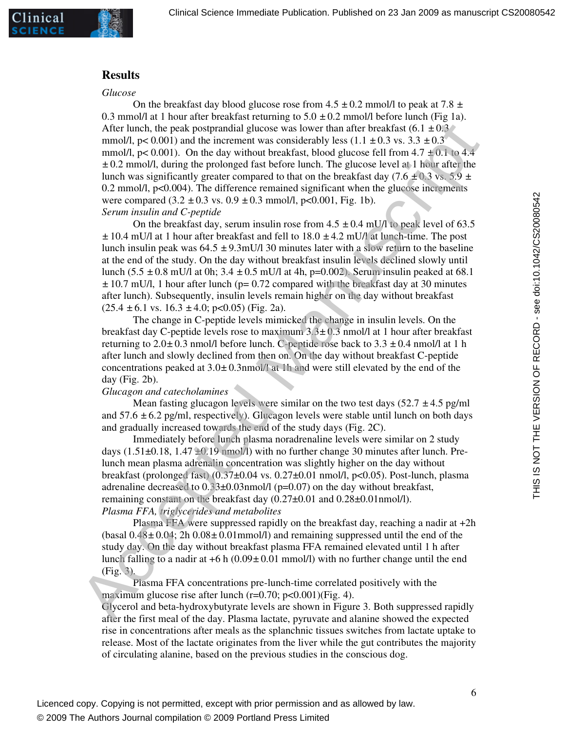## Results

*Glucose*

On the breakfast day blood glucose rose from 4.5 ± 0.2 mmol/l to peak at 7.8 ± 0.3 mmol/l at 1 hour after breakfast returning to 5.0 ± 0.2 mmol/l before lunch (Fig 1a). After lunch, the peak postprandial glucose was lower than after breakfast (6.1 ± 0.3 mmol/l, p< 0.001) and the increment was considerably less (1.1 ± 0.3 vs. 3.3 ± 0.3 mmol/l, p< 0.001). On the day without breakfast, blood glucose fell from 4.7 ± 0.1 to 4.4 ± 0.2 mmol/l, during the prolonged fast before lunch. The glucose level at 1 hour after the lunch was significantly greater compared to that on the breakfast day (7.6 ± 0.3 vs. 5.9 ± 0.2 mmol/l, p<0.004). The difference remained significant when the glucose increments were compared (3.2 ± 0.3 vs. 0.9 ± 0.3 mmol/l, p<0.001, Fig. 1b).

*Serum insulin and C-peptide*

On the breakfast day, serum insulin rose from 4.5 ± 0.4 mU/l to peak level of 63.5 ± 10.4 mU/l at 1 hour after breakfast and fell to 18.0 ± 4.2 mU/l at lunch-time. The post lunch insulin peak was 64.5 ± 9.3mU/l 30 minutes later with a slow return to the baseline at the end of the study. On the day without breakfast insulin levels declined slowly until lunch (5.5 ± 0.8 mU/l at 0h; 3.4 ± 0.5 mU/l at 4h, p=0.002). Serum insulin peaked at 68.1 ± 10.7 mU/l, 1 hour after lunch (p= 0.72 compared with the breakfast day at 30 minutes after lunch). Subsequently, insulin levels remain higher on the day without breakfast (25.4 ± 6.1 vs. 16.3 ± 4.0; p<0.05) (Fig. 2a).

The change in C-peptide levels mimicked the change in insulin levels. On the breakfast day C-peptide levels rose to maximum 3.3± 0.3 nmol/l at 1 hour after breakfast returning to 2.0± 0.3 nmol/l before lunch. C-peptide rose back to 3.3 ± 0.4 nmol/l at 1 h after lunch and slowly declined from then on. On the day without breakfast C-peptide concentrations peaked at 3.0± 0.3nmol/l at 1h and were still elevated by the end of the day (Fig. 2b).

*Glucagon and catecholamines*

Mean fasting glucagon levels were similar on the two test days (52.7 ± 4.5 pg/ml and 57.6 ± 6.2 pg/ml, respectively). Glucagon levels were stable until lunch on both days and gradually increased towards the end of the study days (Fig. 2C).

Immediately before lunch plasma noradrenaline levels were similar on 2 study days (1.51±0.18, 1.47 ±0.19 nmol/l) with no further change 30 minutes after lunch. Pre-lunch mean plasma adrenalin concentration was slightly higher on the day without breakfast (prolonged fast) (0.37±0.04 vs. 0.27±0.01 nmol/l, p<0.05). Post-lunch, plasma adrenaline decreased to 0.33±0.03nmol/l (p=0.07) on the day without breakfast, remaining constant on the breakfast day (0.27±0.01 and 0.28±0.01nmol/l).

*Plasma FFA, triglycerides and metabolites*

Plasma FFA were suppressed rapidly on the breakfast day, reaching a nadir at +2h (basal 0.48± 0.04; 2h 0.08± 0.01mmol/l) and remaining suppressed until the end of the study day. On the day without breakfast plasma FFA remained elevated until 1 h after lunch falling to a nadir at +6 h (0.09± 0.01 mmol/l) with no further change until the end (Fig. 3).

Plasma FFA concentrations pre-lunch-time correlated positively with the maximum glucose rise after lunch (r=0.70; p<0.001)(Fig. 4).

Glycerol and beta-hydroxybutyrate levels are shown in Figure 3. Both suppressed rapidly after the first meal of the day. Plasma lactate, pyruvate and alanine showed the expected rise in concentrations after meals as the splanchnic tissues switches from lactate uptake to release. Most of the lactate originates from the liver while the gut contributes the majority of circulating alanine, based on the previous studies in the conscious dog.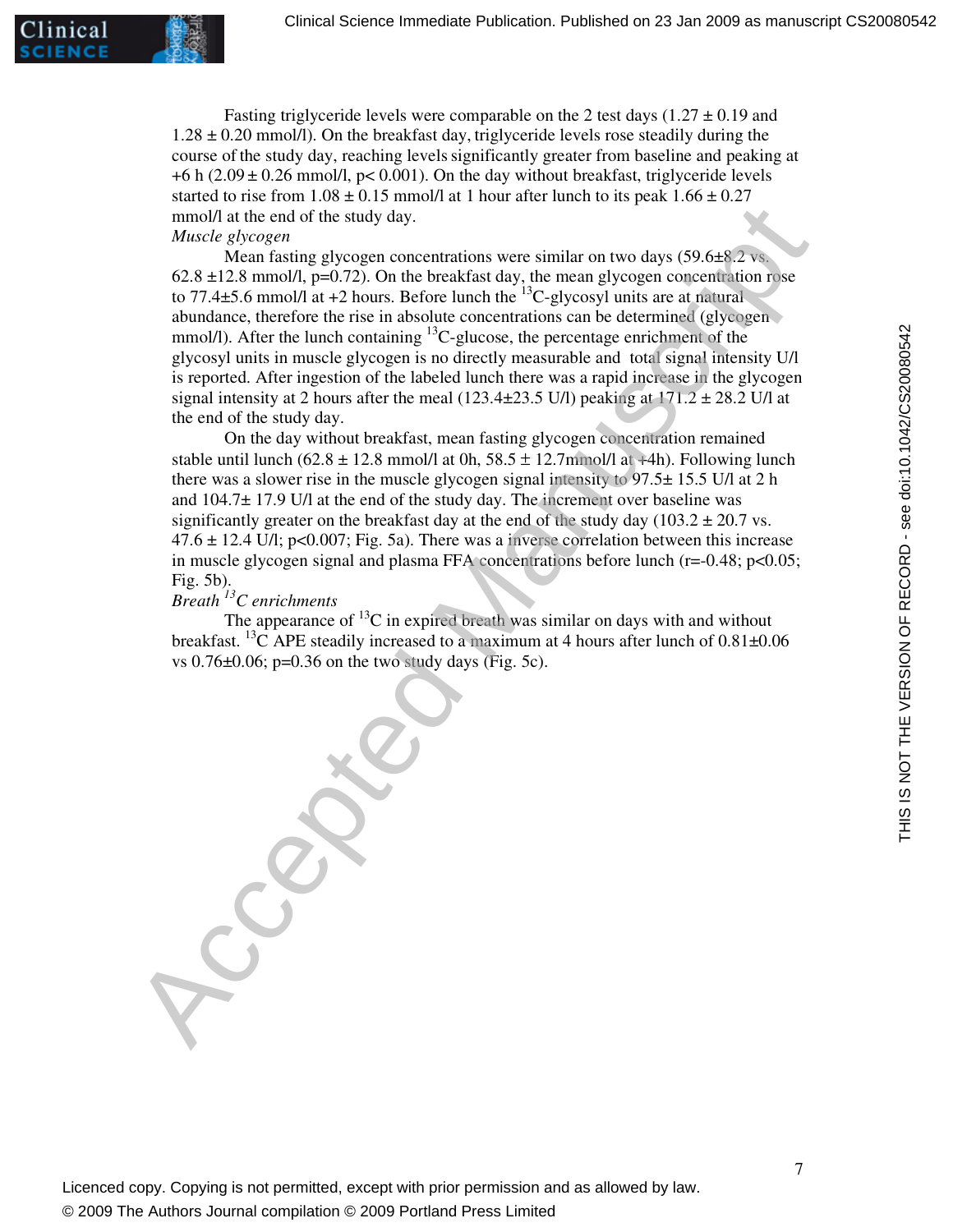Fasting triglyceride levels were comparable on the 2 test days (1.27 ± 0.19 and 1.28 ± 0.20 mmol/l). On the breakfast day, triglyceride levels rose steadily during the course of the study day, reaching levels significantly greater from baseline and peaking at +6 h (2.09 ± 0.26 mmol/l, $p < 0.001$). On the day without breakfast, triglyceride levels started to rise from 1.08 ± 0.15 mmol/l at 1 hour after lunch to its peak 1.66 ± 0.27 mmol/l at the end of the study day.

*Muscle glycogen*

Mean fasting glycogen concentrations were similar on two days (59.6±8.2 vs. 62.8 ±12.8 mmol/l, p=0.72). On the breakfast day, the mean glycogen concentration rose to 77.4±5.6 mmol/l at +2 hours. Before lunch the $^{13}$C-glycosyl units are at natural abundance, therefore the rise in absolute concentrations can be determined (glycogen mmol/l). After the lunch containing $^{13}$C-glucose, the percentage enrichment of the glycosyl units in muscle glycogen is no directly measurable and total signal intensity U/l is reported. After ingestion of the labeled lunch there was a rapid increase in the glycogen signal intensity at 2 hours after the meal (123.4±23.5 U/l) peaking at 171.2 ± 28.2 U/l at the end of the study day.

On the day without breakfast, mean fasting glycogen concentration remained stable until lunch (62.8 ± 12.8 mmol/l at 0h, 58.5 ± 12.7mmol/l at +4h). Following lunch there was a slower rise in the muscle glycogen signal intensity to 97.5± 15.5 U/l at 2 h and 104.7± 17.9 U/l at the end of the study day. The increment over baseline was significantly greater on the breakfast day at the end of the study day (103.2 ± 20.7 vs. 47.6 ± 12.4 U/l; $p<0.007$; Fig. 5a). There was a inverse correlation between this increase in muscle glycogen signal and plasma FFA concentrations before lunch ($r=-0.48$; $p<0.05$; Fig. 5b).

*Breath $^{13}$C enrichments*

The appearance of $^{13}$C in expired breath was similar on days with and without breakfast. $^{13}$C APE steadily increased to a maximum at 4 hours after lunch of 0.81±0.06 vs 0.76±0.06; p=0.36 on the two study days (Fig. 5c).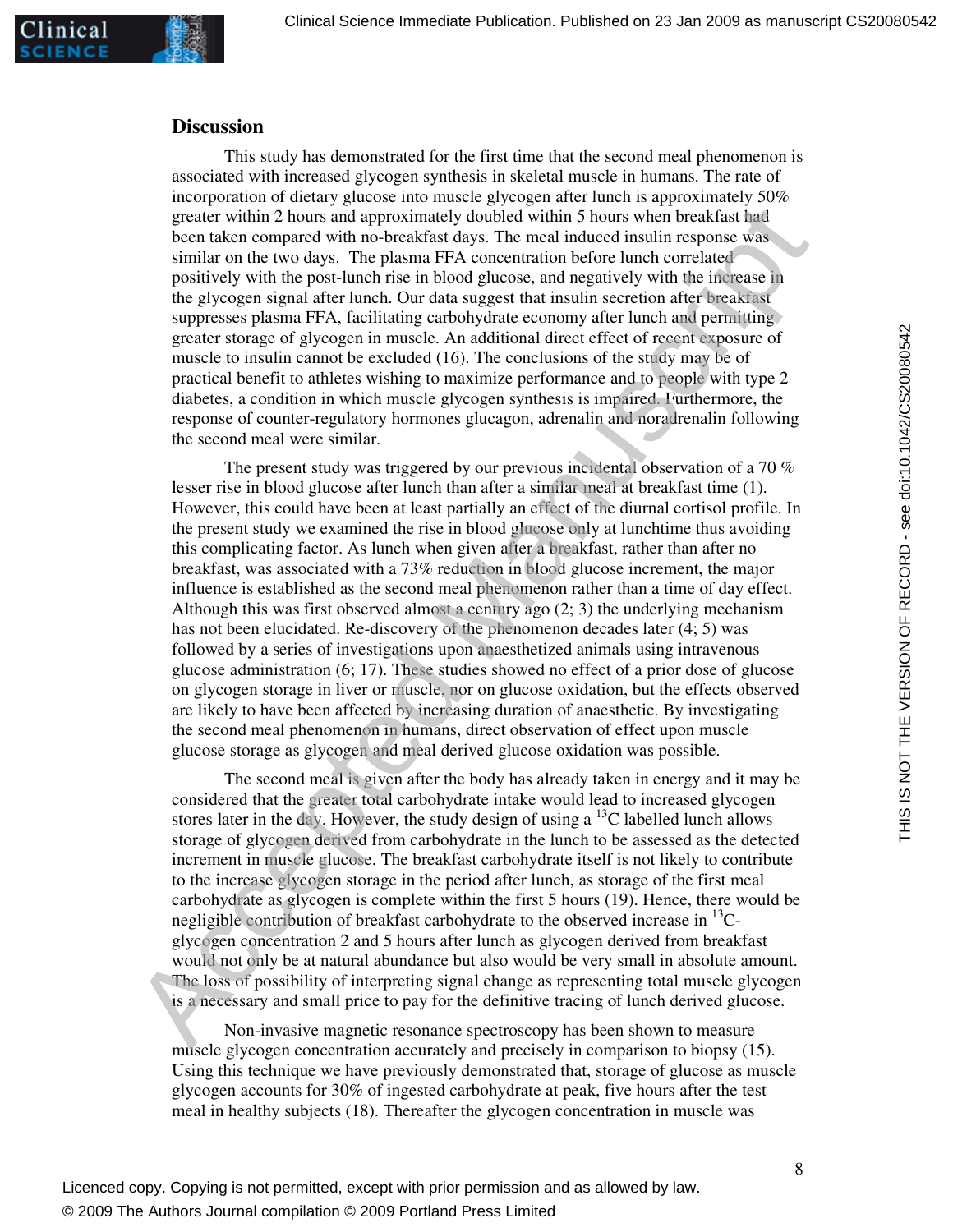## Discussion

This study has demonstrated for the first time that the second meal phenomenon is associated with increased glycogen synthesis in skeletal muscle in humans. The rate of incorporation of dietary glucose into muscle glycogen after lunch is approximately 50% greater within 2 hours and approximately doubled within 5 hours when breakfast had been taken compared with no-breakfast days. The meal induced insulin response was similar on the two days. The plasma FFA concentration before lunch correlated positively with the post-lunch rise in blood glucose, and negatively with the increase in the glycogen signal after lunch. Our data suggest that insulin secretion after breakfast suppresses plasma FFA, facilitating carbohydrate economy after lunch and permitting greater storage of glycogen in muscle. An additional direct effect of recent exposure of muscle to insulin cannot be excluded (16). The conclusions of the study may be of practical benefit to athletes wishing to maximize performance and to people with type 2 diabetes, a condition in which muscle glycogen synthesis is impaired. Furthermore, the response of counter-regulatory hormones glucagon, adrenalin and noradrenalin following the second meal were similar.

The present study was triggered by our previous incidental observation of a 70 % lesser rise in blood glucose after lunch than after a similar meal at breakfast time (1). However, this could have been at least partially an effect of the diurnal cortisol profile. In the present study we examined the rise in blood glucose only at lunchtime thus avoiding this complicating factor. As lunch when given after a breakfast, rather than after no breakfast, was associated with a 73% reduction in blood glucose increment, the major influence is established as the second meal phenomenon rather than a time of day effect. Although this was first observed almost a century ago (2; 3) the underlying mechanism has not been elucidated. Re-discovery of the phenomenon decades later (4; 5) was followed by a series of investigations upon anaesthetized animals using intravenous glucose administration (6; 17). These studies showed no effect of a prior dose of glucose on glycogen storage in liver or muscle, nor on glucose oxidation, but the effects observed are likely to have been affected by increasing duration of anaesthetic. By investigating the second meal phenomenon in humans, direct observation of effect upon muscle glucose storage as glycogen and meal derived glucose oxidation was possible.

The second meal is given after the body has already taken in energy and it may be considered that the greater total carbohydrate intake would lead to increased glycogen stores later in the day. However, the study design of using a $^{13}$C labelled lunch allows storage of glycogen derived from carbohydrate in the lunch to be assessed as the detected increment in muscle glucose. The breakfast carbohydrate itself is not likely to contribute to the increase glycogen storage in the period after lunch, as storage of the first meal carbohydrate as glycogen is complete within the first 5 hours (19). Hence, there would be negligible contribution of breakfast carbohydrate to the observed increase in $^{13}$C-glycogen concentration 2 and 5 hours after lunch as glycogen derived from breakfast would not only be at natural abundance but also would be very small in absolute amount. The loss of possibility of interpreting signal change as representing total muscle glycogen is a necessary and small price to pay for the definitive tracing of lunch derived glucose.

Non-invasive magnetic resonance spectroscopy has been shown to measure muscle glycogen concentration accurately and precisely in comparison to biopsy (15). Using this technique we have previously demonstrated that, storage of glucose as muscle glycogen accounts for 30% of ingested carbohydrate at peak, five hours after the test meal in healthy subjects (18). Thereafter the glycogen concentration in muscle was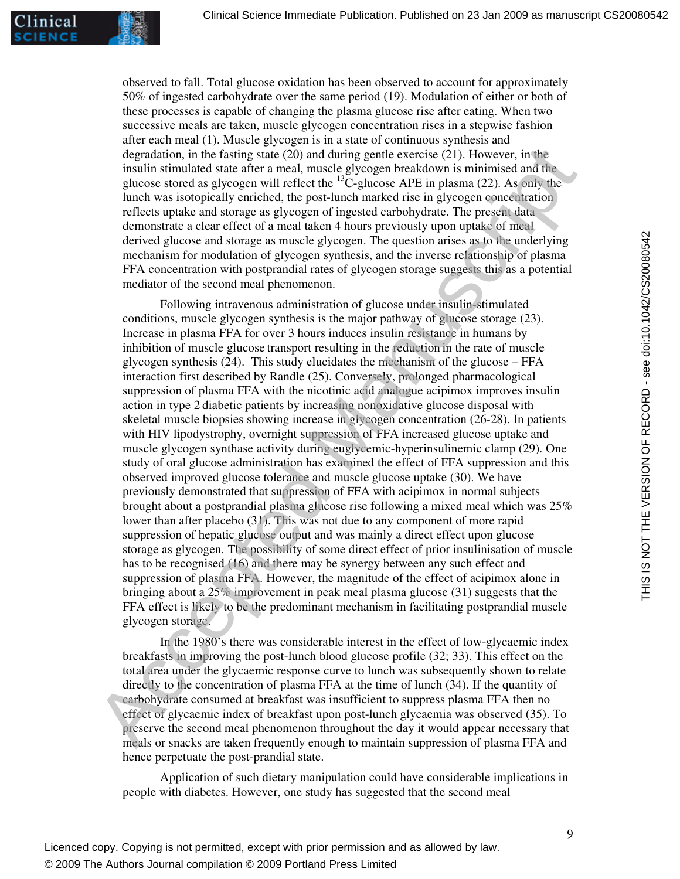observed to fall. Total glucose oxidation has been observed to account for approximately 50% of ingested carbohydrate over the same period (19). Modulation of either or both of these processes is capable of changing the plasma glucose rise after eating. When two successive meals are taken, muscle glycogen concentration rises in a stepwise fashion after each meal (1). Muscle glycogen is in a state of continuous synthesis and degradation, in the fasting state (20) and during gentle exercise (21). However, in the insulin stimulated state after a meal, muscle glycogen breakdown is minimised and the glucose stored as glycogen will reflect the $^{13}$C-glucose APE in plasma (22). As only the lunch was isotopically enriched, the post-lunch marked rise in glycogen concentration reflects uptake and storage as glycogen of ingested carbohydrate. The present data demonstrate a clear effect of a meal taken 4 hours previously upon uptake of meal derived glucose and storage as muscle glycogen. The question arises as to the underlying mechanism for modulation of glycogen synthesis, and the inverse relationship of plasma FFA concentration with postprandial rates of glycogen storage suggests this as a potential mediator of the second meal phenomenon.

Following intravenous administration of glucose under insulin-stimulated conditions, muscle glycogen synthesis is the major pathway of glucose storage (23). Increase in plasma FFA for over 3 hours induces insulin resistance in humans by inhibition of muscle glucose transport resulting in the reduction in the rate of muscle glycogen synthesis (24). This study elucidates the mechanism of the glucose – FFA interaction first described by Randle (25). Conversely, prolonged pharmacological suppression of plasma FFA with the nicotinic acid analogue acipimox improves insulin action in type 2 diabetic patients by increasing nonoxidative glucose disposal with skeletal muscle biopsies showing increase in glycogen concentration (26-28). In patients with HIV lipodystrophy, overnight suppression of FFA increased glucose uptake and muscle glycogen synthase activity during euglycemic-hyperinsulinemic clamp (29). One study of oral glucose administration has examined the effect of FFA suppression and this observed improved glucose tolerance and muscle glucose uptake (30). We have previously demonstrated that suppression of FFA with acipimox in normal subjects brought about a postprandial plasma glucose rise following a mixed meal which was 25% lower than after placebo (31). This was not due to any component of more rapid suppression of hepatic glucose output and was mainly a direct effect upon glucose storage as glycogen. The possibility of some direct effect of prior insulinisation of muscle has to be recognised (16) and there may be synergy between any such effect and suppression of plasma FFA. However, the magnitude of the effect of acipimox alone in bringing about a 25% improvement in peak meal plasma glucose (31) suggests that the FFA effect is likely to be the predominant mechanism in facilitating postprandial muscle glycogen storage.

In the 1980's there was considerable interest in the effect of low-glycaemic index breakfasts in improving the post-lunch blood glucose profile (32; 33). This effect on the total area under the glycaemic response curve to lunch was subsequently shown to relate directly to the concentration of plasma FFA at the time of lunch (34). If the quantity of carbohydrate consumed at breakfast was insufficient to suppress plasma FFA then no effect of glycaemic index of breakfast upon post-lunch glycaemia was observed (35). To preserve the second meal phenomenon throughout the day it would appear necessary that meals or snacks are taken frequently enough to maintain suppression of plasma FFA and hence perpetuate the post-prandial state.

Application of such dietary manipulation could have considerable implications in people with diabetes. However, one study has suggested that the second meal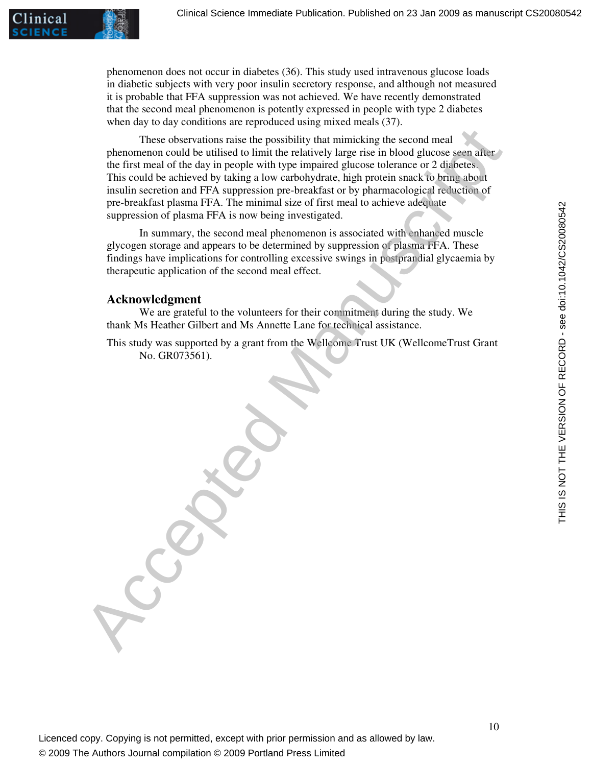phenomenon does not occur in diabetes (36). This study used intravenous glucose loads in diabetic subjects with very poor insulin secretory response, and although not measured it is probable that FFA suppression was not achieved. We have recently demonstrated that the second meal phenomenon is potently expressed in people with type 2 diabetes when day to day conditions are reproduced using mixed meals (37).

These observations raise the possibility that mimicking the second meal phenomenon could be utilised to limit the relatively large rise in blood glucose seen after the first meal of the day in people with type impaired glucose tolerance or 2 diabetes. This could be achieved by taking a low carbohydrate, high protein snack to bring about insulin secretion and FFA suppression pre-breakfast or by pharmacological reduction of pre-breakfast plasma FFA. The minimal size of first meal to achieve adequate suppression of plasma FFA is now being investigated.

In summary, the second meal phenomenon is associated with enhanced muscle glycogen storage and appears to be determined by suppression of plasma FFA. These findings have implications for controlling excessive swings in postprandial glycaemia by therapeutic application of the second meal effect.

## Acknowledgment

We are grateful to the volunteers for their commitment during the study. We thank Ms Heather Gilbert and Ms Annette Lane for technical assistance.

This study was supported by a grant from the Wellcome Trust UK (WellcomeTrust Grant No. GR073561).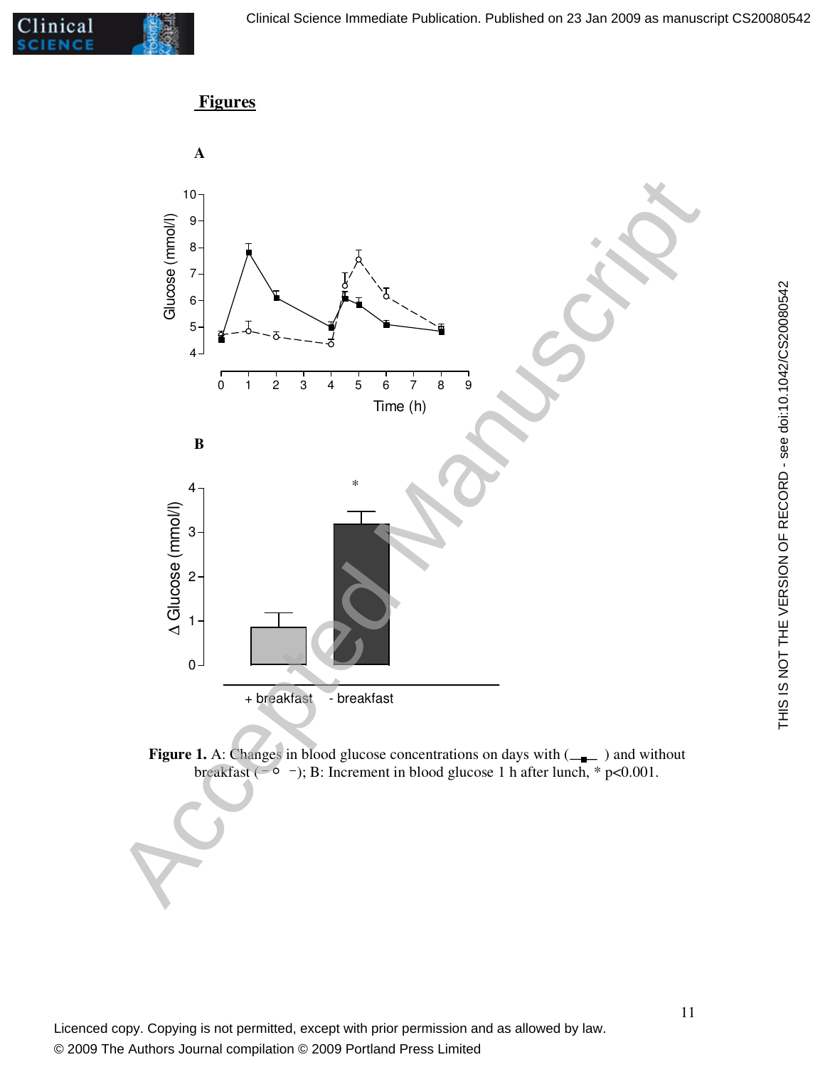## Figures

**A**

**B**

**Figure 1.** A: Changes in blood glucose concentrations on days with (—■—) and without breakfast (- ○ -); B: Increment in blood glucose 1 h after lunch, * p<0.001.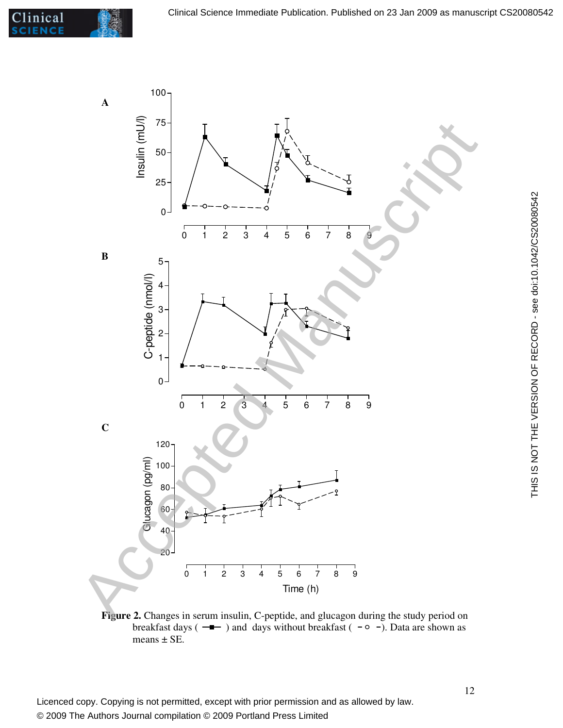**Figure 2.** Changes in serum insulin, C-peptide, and glucagon during the study period on breakfast days ( —■— ) and days without breakfast ( - ○ - ). Data are shown as means ± SE.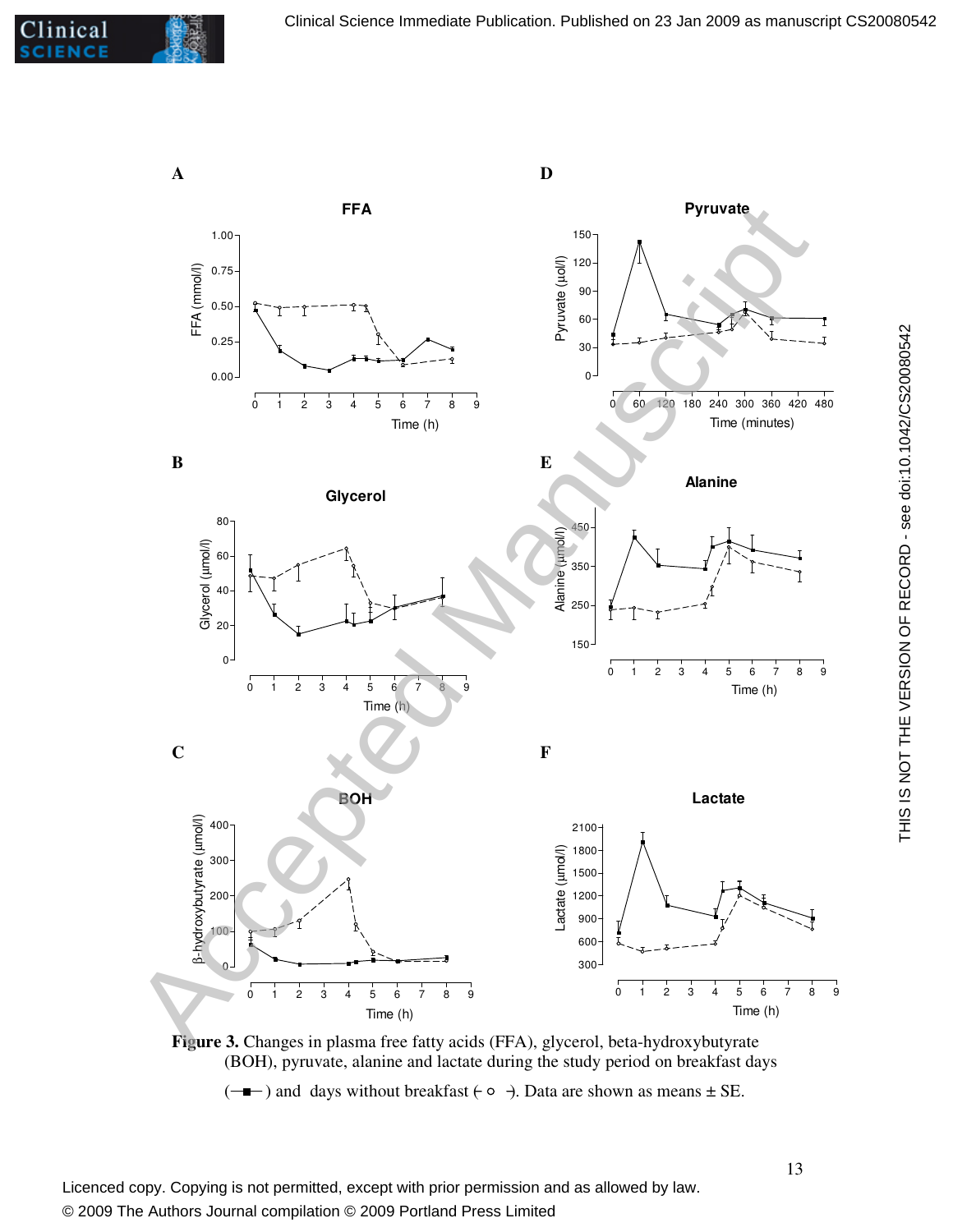**Figure 3.** Changes in plasma free fatty acids (FFA), glycerol, beta-hydroxybutyrate (BOH), pyruvate, alanine and lactate during the study period on breakfast days (—■—) and days without breakfast (- ○ -). Data are shown as means ± SE.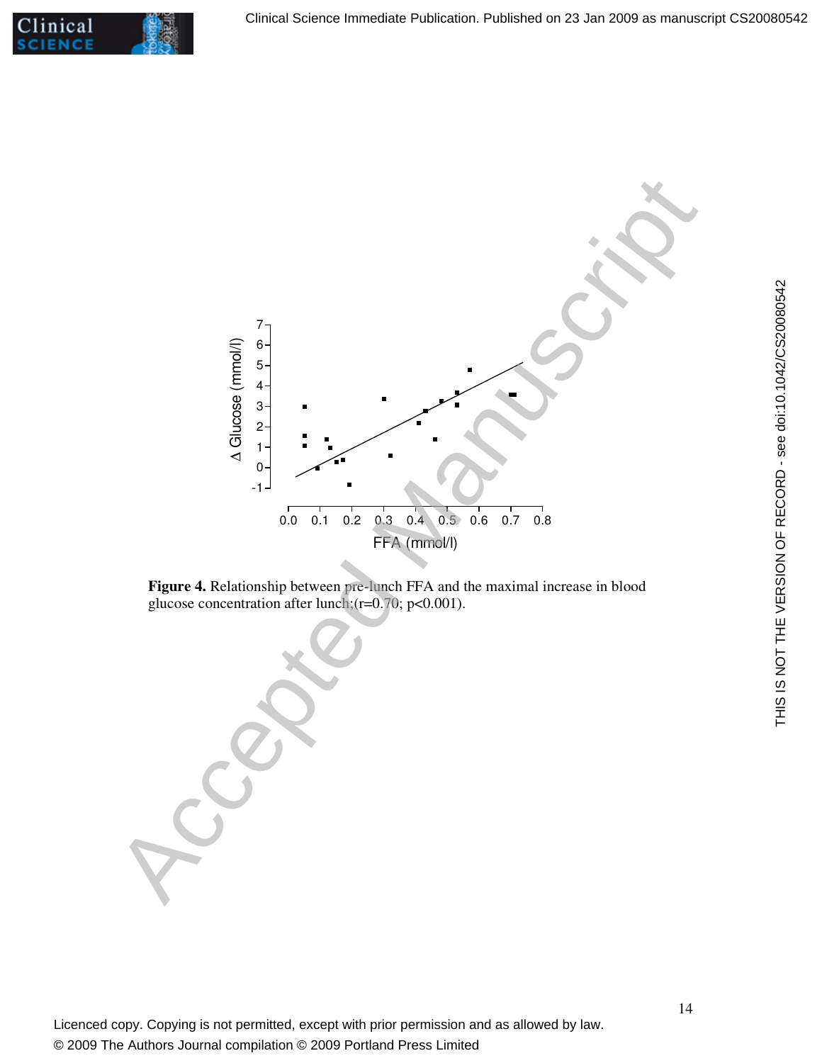**Figure 4.** Relationship between pre-lunch FFA and the maximal increase in blood glucose concentration after lunch;($r=0.70$; $p<0.001$).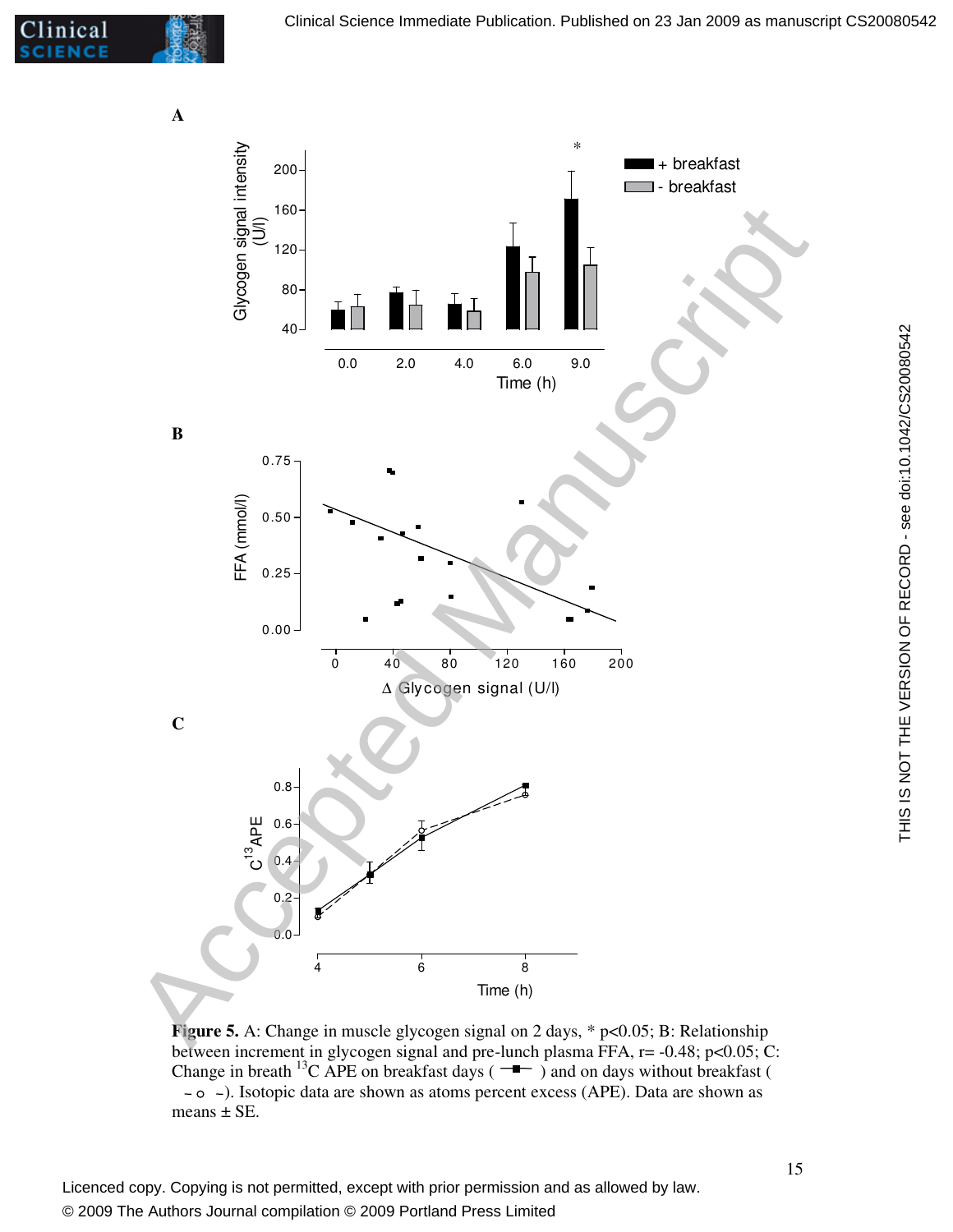**Figure 5.** A: Change in muscle glycogen signal on 2 days, * $p<0.05$; B: Relationship between increment in glycogen signal and pre-lunch plasma FFA, $r= -0.48$; $p<0.05$; C: Change in breath $^{13}C$ APE on breakfast days ( —■— ) and on days without breakfast ( – o – ). Isotopic data are shown as atoms percent excess (APE). Data are shown as means ± SE.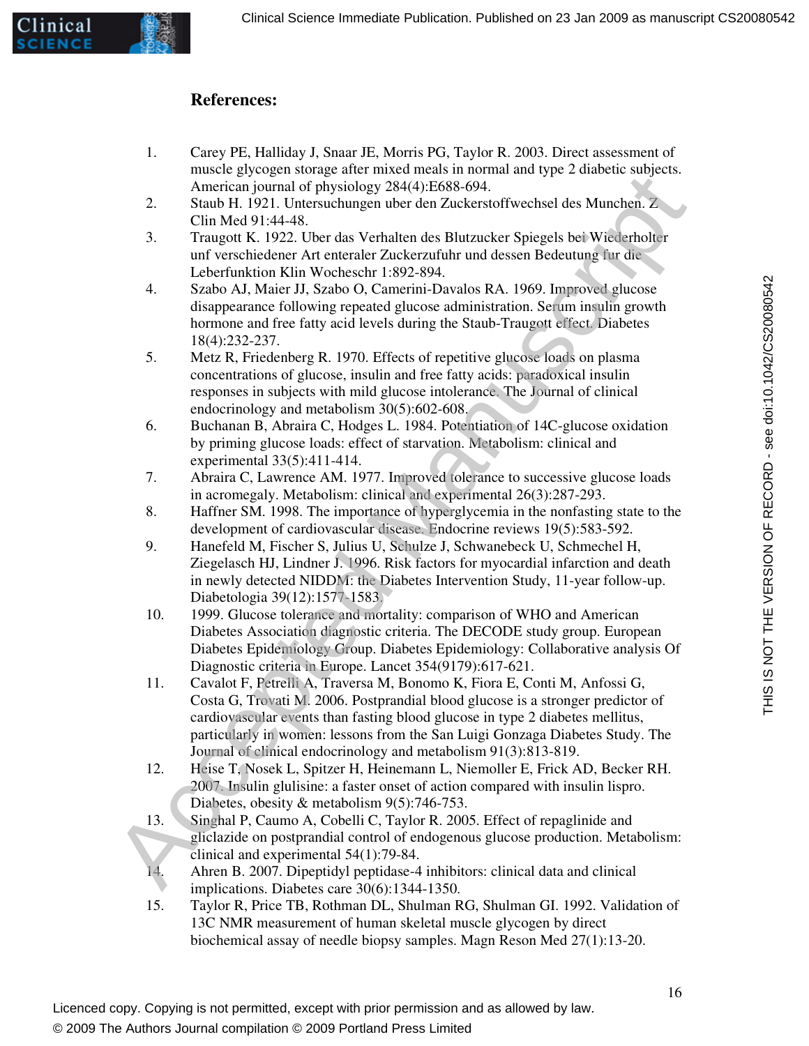# References:

1. Carey PE, Halliday J, Snaar JE, Morris PG, Taylor R. 2003. Direct assessment of muscle glycogen storage after mixed meals in normal and type 2 diabetic subjects. American journal of physiology 284(4):E688-694.
2. Staub H. 1921. Untersuchungen uber den Zuckerstoffwechsel des Munchen. Z Clin Med 91:44-48.
3. Traugott K. 1922. Uber das Verhalten des Blutzucker Spiegels bei Wiederholter unf verschiedener Art enteraler Zuckerzufuhr und dessen Bedeutung fur die Leberfunktion Klin Wocheschr 1:892-894.
4. Szabo AJ, Maier JJ, Szabo O, Camerini-Davalos RA. 1969. Improved glucose disappearance following repeated glucose administration. Serum insulin growth hormone and free fatty acid levels during the Staub-Traugott effect. Diabetes 18(4):232-237.
5. Metz R, Friedenberg R. 1970. Effects of repetitive glucose loads on plasma concentrations of glucose, insulin and free fatty acids: paradoxical insulin responses in subjects with mild glucose intolerance. The Journal of clinical endocrinology and metabolism 30(5):602-608.
6. Buchanan B, Abraira C, Hodges L. 1984. Potentiation of 14C-glucose oxidation by priming glucose loads: effect of starvation. Metabolism: clinical and experimental 33(5):411-414.
7. Abraira C, Lawrence AM. 1977. Improved tolerance to successive glucose loads in acromegaly. Metabolism: clinical and experimental 26(3):287-293.
8. Haffner SM. 1998. The importance of hyperglycemia in the nonfasting state to the development of cardiovascular disease. Endocrine reviews 19(5):583-592.
9. Hanefeld M, Fischer S, Julius U, Schulze J, Schwanebeck U, Schmechel H, Ziegelasch HJ, Lindner J. 1996. Risk factors for myocardial infarction and death in newly detected NIDDM: the Diabetes Intervention Study, 11-year follow-up. Diabetologia 39(12):1577-1583.
10. 1999. Glucose tolerance and mortality: comparison of WHO and American Diabetes Association diagnostic criteria. The DECODE study group. European Diabetes Epidemiology Group. Diabetes Epidemiology: Collaborative analysis Of Diagnostic criteria in Europe. Lancet 354(9179):617-621.
11. Cavalot F, Petrelli A, Traversa M, Bonomo K, Fiora E, Conti M, Anfossi G, Costa G, Trovati M. 2006. Postprandial blood glucose is a stronger predictor of cardiovascular events than fasting blood glucose in type 2 diabetes mellitus, particularly in women: lessons from the San Luigi Gonzaga Diabetes Study. The Journal of clinical endocrinology and metabolism 91(3):813-819.
12. Heise T, Nosek L, Spitzer H, Heinemann L, Niemoller E, Frick AD, Becker RH. 2007. Insulin glulisine: a faster onset of action compared with insulin lispro. Diabetes, obesity & metabolism 9(5):746-753.
13. Singhal P, Caumo A, Cobelli C, Taylor R. 2005. Effect of repaglinide and gliclazide on postprandial control of endogenous glucose production. Metabolism: clinical and experimental 54(1):79-84.
14. Ahren B. 2007. Dipeptidyl peptidase-4 inhibitors: clinical data and clinical implications. Diabetes care 30(6):1344-1350.
15. Taylor R, Price TB, Rothman DL, Shulman RG, Shulman GI. 1992. Validation of 13C NMR measurement of human skeletal muscle glycogen by direct biochemical assay of needle biopsy samples. Magn Reson Med 27(1):13-20.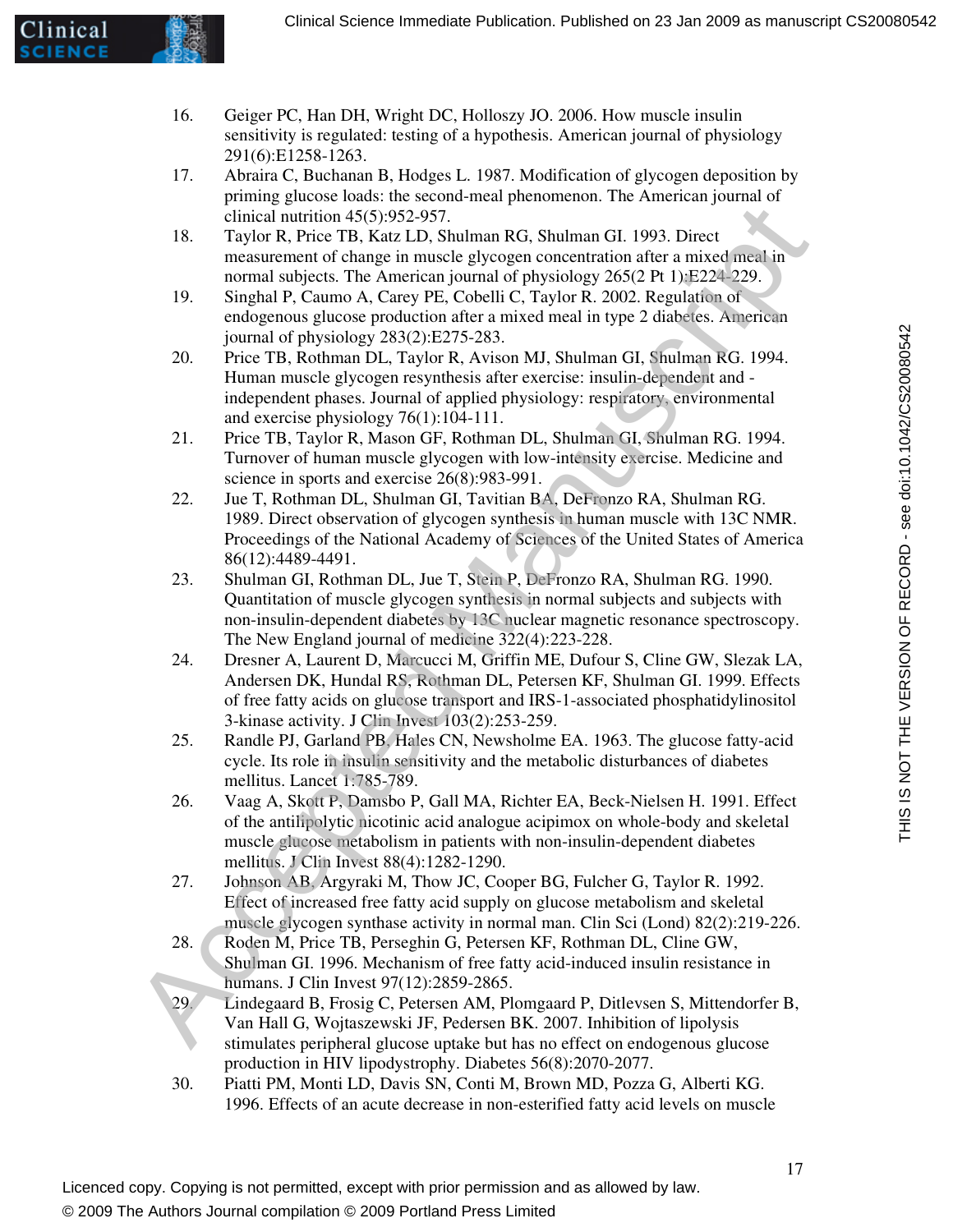16. Geiger PC, Han DH, Wright DC, Holloszy JO. 2006. How muscle insulin sensitivity is regulated: testing of a hypothesis. American journal of physiology 291(6):E1258-1263.
17. Abraira C, Buchanan B, Hodges L. 1987. Modification of glycogen deposition by priming glucose loads: the second-meal phenomenon. The American journal of clinical nutrition 45(5):952-957.
18. Taylor R, Price TB, Katz LD, Shulman RG, Shulman GI. 1993. Direct measurement of change in muscle glycogen concentration after a mixed meal in normal subjects. The American journal of physiology 265(2 Pt 1):E224-229.
19. Singhal P, Caumo A, Carey PE, Cobelli C, Taylor R. 2002. Regulation of endogenous glucose production after a mixed meal in type 2 diabetes. American journal of physiology 283(2):E275-283.
20. Price TB, Rothman DL, Taylor R, Avison MJ, Shulman GI, Shulman RG. 1994. Human muscle glycogen resynthesis after exercise: insulin-dependent and -independent phases. Journal of applied physiology: respiratory, environmental and exercise physiology 76(1):104-111.
21. Price TB, Taylor R, Mason GF, Rothman DL, Shulman GI, Shulman RG. 1994. Turnover of human muscle glycogen with low-intensity exercise. Medicine and science in sports and exercise 26(8):983-991.
22. Jue T, Rothman DL, Shulman GI, Tavitian BA, DeFronzo RA, Shulman RG. 1989. Direct observation of glycogen synthesis in human muscle with 13C NMR. Proceedings of the National Academy of Sciences of the United States of America 86(12):4489-4491.
23. Shulman GI, Rothman DL, Jue T, Stein P, DeFronzo RA, Shulman RG. 1990. Quantitation of muscle glycogen synthesis in normal subjects and subjects with non-insulin-dependent diabetes by 13C nuclear magnetic resonance spectroscopy. The New England journal of medicine 322(4):223-228.
24. Dresner A, Laurent D, Marcucci M, Griffin ME, Dufour S, Cline GW, Slezak LA, Andersen DK, Hundal RS, Rothman DL, Petersen KF, Shulman GI. 1999. Effects of free fatty acids on glucose transport and IRS-1-associated phosphatidylinositol 3-kinase activity. J Clin Invest 103(2):253-259.
25. Randle PJ, Garland PB, Hales CN, Newsholme EA. 1963. The glucose fatty-acid cycle. Its role in insulin sensitivity and the metabolic disturbances of diabetes mellitus. Lancet 1:785-789.
26. Vaag A, Skott P, Damsbo P, Gall MA, Richter EA, Beck-Nielsen H. 1991. Effect of the antilipolytic nicotinic acid analogue acipimox on whole-body and skeletal muscle glucose metabolism in patients with non-insulin-dependent diabetes mellitus. J Clin Invest 88(4):1282-1290.
27. Johnson AB, Argyraki M, Thow JC, Cooper BG, Fulcher G, Taylor R. 1992. Effect of increased free fatty acid supply on glucose metabolism and skeletal muscle glycogen synthase activity in normal man. Clin Sci (Lond) 82(2):219-226.
28. Roden M, Price TB, Perseghin G, Petersen KF, Rothman DL, Cline GW, Shulman GI. 1996. Mechanism of free fatty acid-induced insulin resistance in humans. J Clin Invest 97(12):2859-2865.
29. Lindegaard B, Frosig C, Petersen AM, Plomgaard P, Ditlevsen S, Mittendorfer B, Van Hall G, Wojtaszewski JF, Pedersen BK. 2007. Inhibition of lipolysis stimulates peripheral glucose uptake but has no effect on endogenous glucose production in HIV lipodystrophy. Diabetes 56(8):2070-2077.
30. Piatti PM, Monti LD, Davis SN, Conti M, Brown MD, Pozza G, Alberti KG. 1996. Effects of an acute decrease in non-esterified fatty acid levels on muscle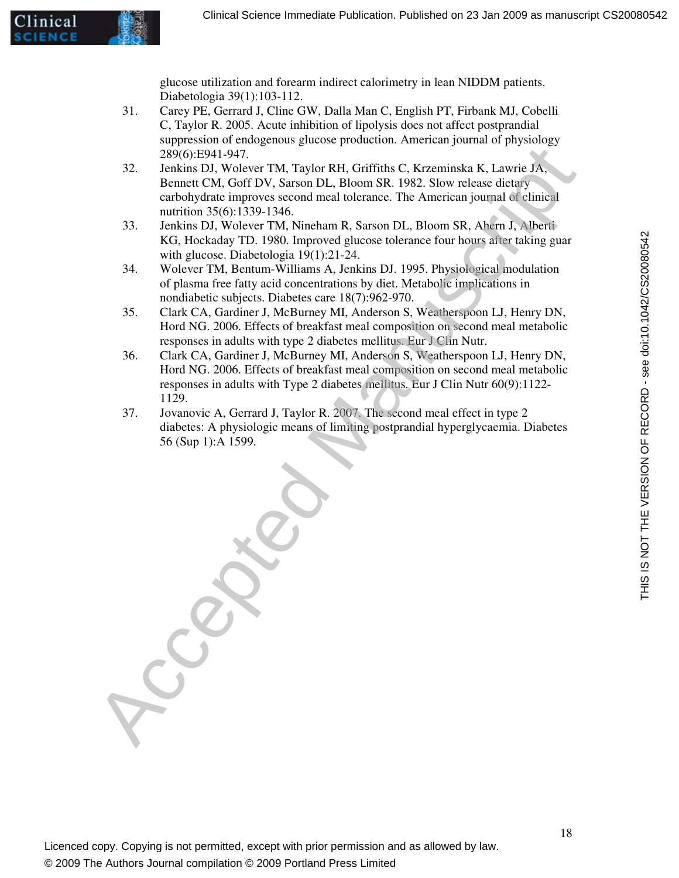glucose utilization and forearm indirect calorimetry in lean NIDDM patients. Diabetologia 39(1):103-112.

31. Carey PE, Gerrard J, Cline GW, Dalla Man C, English PT, Firbank MJ, Cobelli C, Taylor R. 2005. Acute inhibition of lipolysis does not affect postprandial suppression of endogenous glucose production. American journal of physiology 289(6):E941-947.
32. Jenkins DJ, Wolever TM, Taylor RH, Griffiths C, Krzeminska K, Lawrie JA, Bennett CM, Goff DV, Sarson DL, Bloom SR. 1982. Slow release dietary carbohydrate improves second meal tolerance. The American journal of clinical nutrition 35(6):1339-1346.
33. Jenkins DJ, Wolever TM, Nineham R, Sarson DL, Bloom SR, Ahern J, Alberti KG, Hockaday TD. 1980. Improved glucose tolerance four hours after taking guar with glucose. Diabetologia 19(1):21-24.
34. Wolever TM, Bentum-Williams A, Jenkins DJ. 1995. Physiological modulation of plasma free fatty acid concentrations by diet. Metabolic implications in nondiabetic subjects. Diabetes care 18(7):962-970.
35. Clark CA, Gardiner J, McBurney MI, Anderson S, Weatherspoon LJ, Henry DN, Hord NG. 2006. Effects of breakfast meal composition on second meal metabolic responses in adults with type 2 diabetes mellitus. Eur J Clin Nutr.
36. Clark CA, Gardiner J, McBurney MI, Anderson S, Weatherspoon LJ, Henry DN, Hord NG. 2006. Effects of breakfast meal composition on second meal metabolic responses in adults with Type 2 diabetes mellitus. Eur J Clin Nutr 60(9):1122-1129.
37. Jovanovic A, Gerrard J, Taylor R. 2007. The second meal effect in type 2 diabetes: A physiologic means of limiting postprandial hyperglycaemia. Diabetes 56 (Sup 1):A 1599.